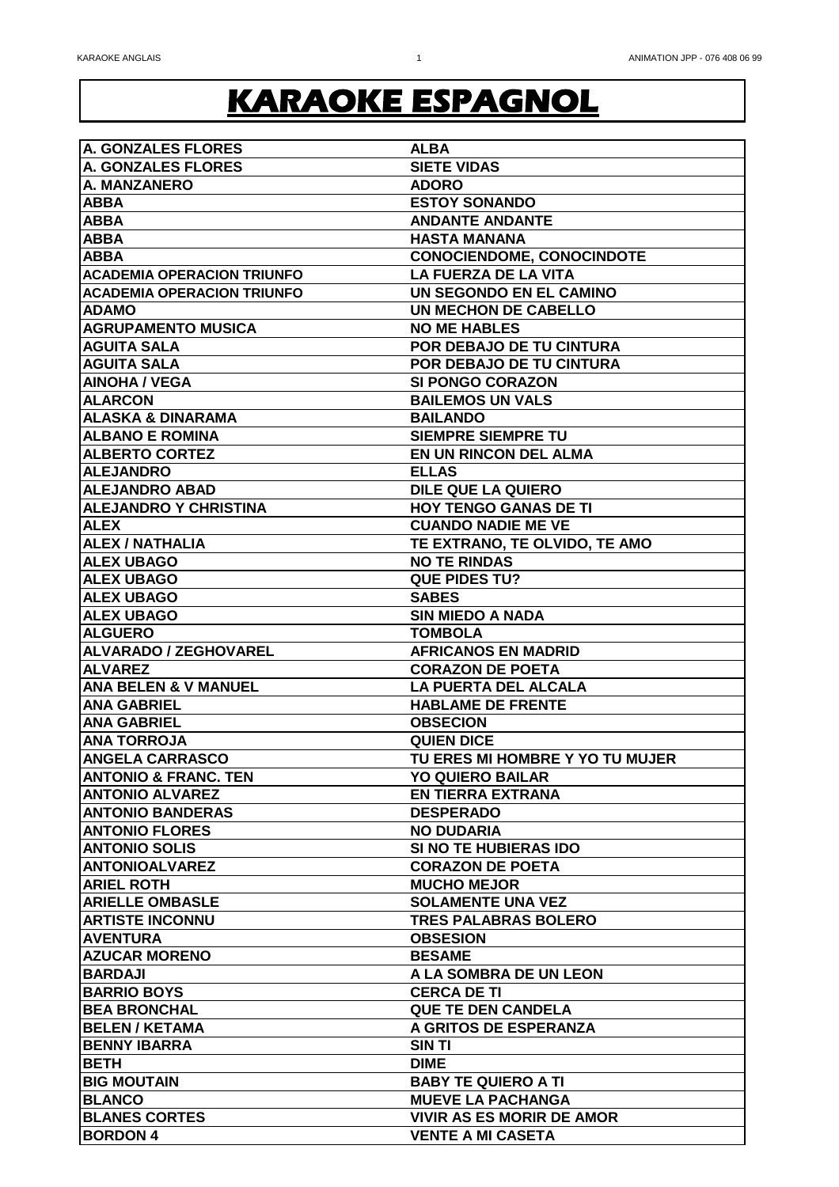# KARAOKE ESPAGNOL

| | |
|---|---|
| A. GONZALES FLORES | ALBA |
| A. GONZALES FLORES | SIETE VIDAS |
| A. MANZANERO | ADORO |
| ABBA | ESTOY SONANDO |
| ABBA | ANDANTE ANDANTE |
| ABBA | HASTA MANANA |
| ABBA | CONOCIENDOME, CONOCINDOTE |
| ACADEMIA OPERACION TRIUNFO | LA FUERZA DE LA VITA |
| ACADEMIA OPERACION TRIUNFO | UN SEGONDO EN EL CAMINO |
| ADAMO | UN MECHON DE CABELLO |
| AGRUPAMENTO MUSICA | NO ME HABLES |
| AGUITA SALA | POR DEBAJO DE TU CINTURA |
| AGUITA SALA | POR DEBAJO DE TU CINTURA |
| AINOHA / VEGA | SI PONGO CORAZON |
| ALARCON | BAILEMOS UN VALS |
| ALASKA & DINARAMA | BAILANDO |
| ALBANO E ROMINA | SIEMPRE SIEMPRE TU |
| ALBERTO CORTEZ | EN UN RINCON DEL ALMA |
| ALEJANDRO | ELLAS |
| ALEJANDRO ABAD | DILE QUE LA QUIERO |
| ALEJANDRO Y CHRISTINA | HOY TENGO GANAS DE TI |
| ALEX | CUANDO NADIE ME VE |
| ALEX / NATHALIA | TE EXTRANO, TE OLVIDO, TE AMO |
| ALEX UBAGO | NO TE RINDAS |
| ALEX UBAGO | QUE PIDES TU? |
| ALEX UBAGO | SABES |
| ALEX UBAGO | SIN MIEDO A NADA |
| ALGUERO | TOMBOLA |
| ALVARADO / ZEGHOVAREL | AFRICANOS EN MADRID |
| ALVAREZ | CORAZON DE POETA |
| ANA BELEN & V MANUEL | LA PUERTA DEL ALCALA |
| ANA GABRIEL | HABLAME DE FRENTE |
| ANA GABRIEL | OBSECION |
| ANA TORROJA | QUIEN DICE |
| ANGELA CARRASCO | TU ERES MI HOMBRE Y YO TU MUJER |
| ANTONIO & FRANC. TEN | YO QUIERO BAILAR |
| ANTONIO ALVAREZ | EN TIERRA EXTRANA |
| ANTONIO BANDERAS | DESPERADO |
| ANTONIO FLORES | NO DUDARIA |
| ANTONIO SOLIS | SI NO TE HUBIERAS IDO |
| ANTONIOALVAREZ | CORAZON DE POETA |
| ARIEL ROTH | MUCHO MEJOR |
| ARIELLE OMBASLE | SOLAMENTE UNA VEZ |
| ARTISTE INCONNU | TRES PALABRAS BOLERO |
| AVENTURA | OBSESION |
| AZUCAR MORENO | BESAME |
| BARDAJI | A LA SOMBRA DE UN LEON |
| BARRIO BOYS | CERCA DE TI |
| BEA BRONCHAL | QUE TE DEN CANDELA |
| BELEN / KETAMA | A GRITOS DE ESPERANZA |
| BENNY IBARRA | SIN TI |
| BETH | DIME |
| BIG MOUTAIN | BABY TE QUIERO A TI |
| BLANCO | MUEVE LA PACHANGA |
| BLANES CORTES | VIVIR AS ES MORIR DE AMOR |
| BORDON 4 | VENTE A MI CASETA |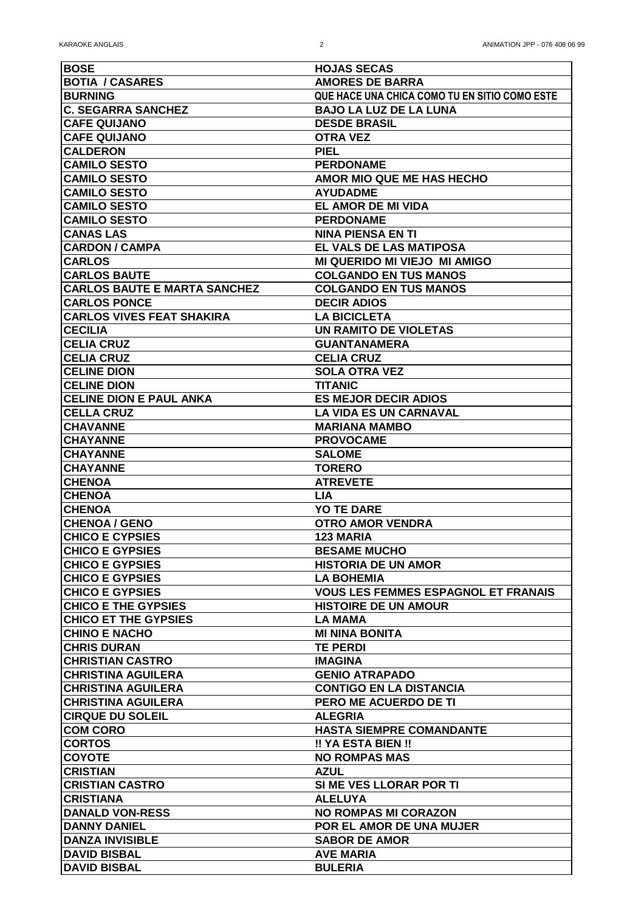| BOSE | HOJAS SECAS |
|---|---|
| BOTIA / CASARES | AMORES DE BARRA |
| BURNING | QUE HACE UNA CHICA COMO TU EN SITIO COMO ESTE |
| C. SEGARRA SANCHEZ | BAJO LA LUZ DE LA LUNA |
| CAFE QUIJANO | DESDE BRASIL |
| CAFE QUIJANO | OTRA VEZ |
| CALDERON | PIEL |
| CAMILO SESTO | PERDONAME |
| CAMILO SESTO | AMOR MIO QUE ME HAS HECHO |
| CAMILO SESTO | AYUDADME |
| CAMILO SESTO | EL AMOR DE MI VIDA |
| CAMILO SESTO | PERDONAME |
| CANAS LAS | NINA PIENSA EN TI |
| CARDON / CAMPA | EL VALS DE LAS MATIPOSA |
| CARLOS | MI QUERIDO MI VIEJO MI AMIGO |
| CARLOS BAUTE | COLGANDO EN TUS MANOS |
| CARLOS BAUTE E MARTA SANCHEZ | COLGANDO EN TUS MANOS |
| CARLOS PONCE | DECIR ADIOS |
| CARLOS VIVES FEAT SHAKIRA | LA BICICLETA |
| CECILIA | UN RAMITO DE VIOLETAS |
| CELIA CRUZ | GUANTANAMERA |
| CELIA CRUZ | CELIA CRUZ |
| CELINE DION | SOLA OTRA VEZ |
| CELINE DION | TITANIC |
| CELINE DION E PAUL ANKA | ES MEJOR DECIR ADIOS |
| CELLA CRUZ | LA VIDA ES UN CARNAVAL |
| CHAVANNE | MARIANA MAMBO |
| CHAYANNE | PROVOCAME |
| CHAYANNE | SALOME |
| CHAYANNE | TORERO |
| CHENOA | ATREVETE |
| CHENOA | LIA |
| CHENOA | YO TE DARE |
| CHENOA / GENO | OTRO AMOR VENDRA |
| CHICO E CYPSIES | 123 MARIA |
| CHICO E GYPSIES | BESAME MUCHO |
| CHICO E GYPSIES | HISTORIA DE UN AMOR |
| CHICO E GYPSIES | LA BOHEMIA |
| CHICO E GYPSIES | VOUS LES FEMMES ESPAGNOL ET FRANAIS |
| CHICO E THE GYPSIES | HISTOIRE DE UN AMOUR |
| CHICO ET THE GYPSIES | LA MAMA |
| CHINO E NACHO | MI NINA BONITA |
| CHRIS DURAN | TE PERDI |
| CHRISTIAN CASTRO | IMAGINA |
| CHRISTINA AGUILERA | GENIO ATRAPADO |
| CHRISTINA AGUILERA | CONTIGO EN LA DISTANCIA |
| CHRISTINA AGUILERA | PERO ME ACUERDO DE TI |
| CIRQUE DU SOLEIL | ALEGRIA |
| COM CORO | HASTA SIEMPRE COMANDANTE |
| CORTOS | !! YA ESTA BIEN !! |
| COYOTE | NO ROMPAS MAS |
| CRISTIAN | AZUL |
| CRISTIAN CASTRO | SI ME VES LLORAR POR TI |
| CRISTIANA | ALELUYA |
| DANALD VON-RESS | NO ROMPAS MI CORAZON |
| DANNY DANIEL | POR EL AMOR DE UNA MUJER |
| DANZA INVISIBLE | SABOR DE AMOR |
| DAVID BISBAL | AVE MARIA |
| DAVID BISBAL | BULERIA |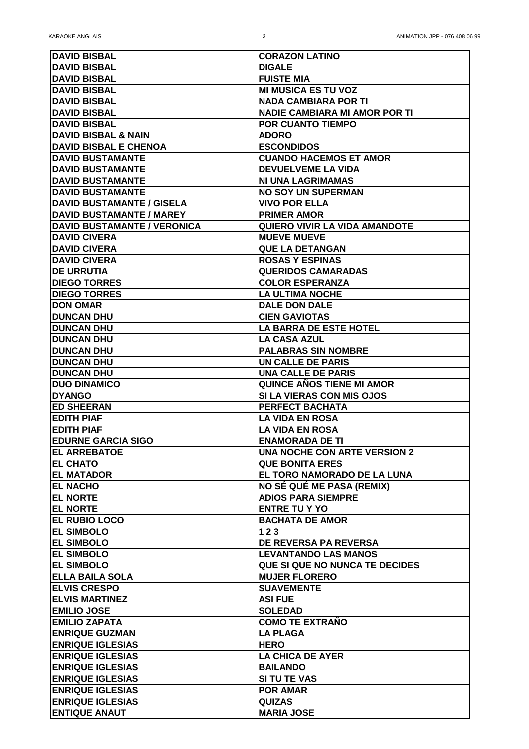| | |
|---|---|
| **DAVID BISBAL** | **CORAZON LATINO** |
| **DAVID BISBAL** | **DIGALE** |
| **DAVID BISBAL** | **FUISTE MIA** |
| **DAVID BISBAL** | **MI MUSICA ES TU VOZ** |
| **DAVID BISBAL** | **NADA CAMBIARA POR TI** |
| **DAVID BISBAL** | **NADIE CAMBIARA MI AMOR POR TI** |
| **DAVID BISBAL** | **POR CUANTO TIEMPO** |
| **DAVID BISBAL & NAIN** | **ADORO** |
| **DAVID BISBAL E CHENOA** | **ESCONDIDOS** |
| **DAVID BUSTAMANTE** | **CUANDO HACEMOS ET AMOR** |
| **DAVID BUSTAMANTE** | **DEVUELVEME LA VIDA** |
| **DAVID BUSTAMANTE** | **NI UNA LAGRIMAMAS** |
| **DAVID BUSTAMANTE** | **NO SOY UN SUPERMAN** |
| **DAVID BUSTAMANTE / GISELA** | **VIVO POR ELLA** |
| **DAVID BUSTAMANTE / MAREY** | **PRIMER AMOR** |
| **DAVID BUSTAMANTE / VERONICA** | **QUIERO VIVIR LA VIDA AMANDOTE** |
| **DAVID CIVERA** | **MUEVE MUEVE** |
| **DAVID CIVERA** | **QUE LA DETANGAN** |
| **DAVID CIVERA** | **ROSAS Y ESPINAS** |
| **DE URRUTIA** | **QUERIDOS CAMARADAS** |
| **DIEGO TORRES** | **COLOR ESPERANZA** |
| **DIEGO TORRES** | **LA ULTIMA NOCHE** |
| **DON OMAR** | **DALE DON DALE** |
| **DUNCAN DHU** | **CIEN GAVIOTAS** |
| **DUNCAN DHU** | **LA BARRA DE ESTE HOTEL** |
| **DUNCAN DHU** | **LA CASA AZUL** |
| **DUNCAN DHU** | **PALABRAS SIN NOMBRE** |
| **DUNCAN DHU** | **UN CALLE DE PARIS** |
| **DUNCAN DHU** | **UNA CALLE DE PARIS** |
| **DUO DINAMICO** | **QUINCE AÑOS TIENE MI AMOR** |
| **DYANGO** | **SI LA VIERAS CON MIS OJOS** |
| **ED SHEERAN** | **PERFECT BACHATA** |
| **EDITH PIAF** | **LA VIDA EN ROSA** |
| **EDITH PIAF** | **LA VIDA EN ROSA** |
| **EDURNE GARCIA SIGO** | **ENAMORADA DE TI** |
| **EL ARREBATOE** | **UNA NOCHE CON ARTE VERSION 2** |
| **EL CHATO** | **QUE BONITA ERES** |
| **EL MATADOR** | **EL TORO NAMORADO DE LA LUNA** |
| **EL NACHO** | **NO SÉ QUÉ ME PASA (REMIX)** |
| **EL NORTE** | **ADIOS PARA SIEMPRE** |
| **EL NORTE** | **ENTRE TU Y YO** |
| **EL RUBIO LOCO** | **BACHATA DE AMOR** |
| **EL SIMBOLO** | **1 2 3** |
| **EL SIMBOLO** | **DE REVERSA PA REVERSA** |
| **EL SIMBOLO** | **LEVANTANDO LAS MANOS** |
| **EL SIMBOLO** | **QUE SI QUE NO NUNCA TE DECIDES** |
| **ELLA BAILA SOLA** | **MUJER FLORERO** |
| **ELVIS CRESPO** | **SUAVEMENTE** |
| **ELVIS MARTINEZ** | **ASI FUE** |
| **EMILIO JOSE** | **SOLEDAD** |
| **EMILIO ZAPATA** | **COMO TE EXTRAÑO** |
| **ENRIQUE GUZMAN** | **LA PLAGA** |
| **ENRIQUE IGLESIAS** | **HERO** |
| **ENRIQUE IGLESIAS** | **LA CHICA DE AYER** |
| **ENRIQUE IGLESIAS** | **BAILANDO** |
| **ENRIQUE IGLESIAS** | **SI TU TE VAS** |
| **ENRIQUE IGLESIAS** | **POR AMAR** |
| **ENRIQUE IGLESIAS** | **QUIZAS** |
| **ENTIQUE ANAUT** | **MARIA JOSE** |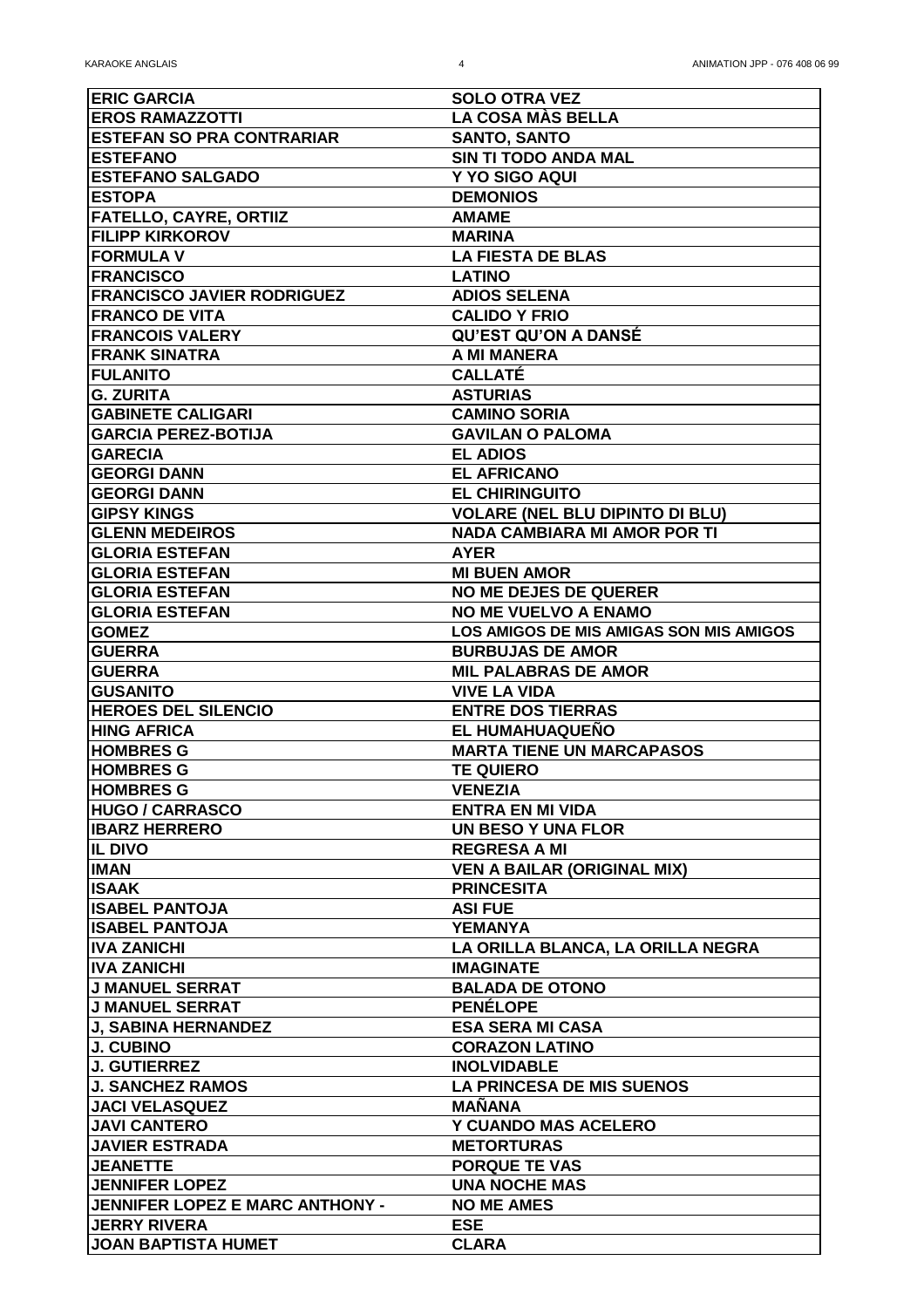| | |
|---|---|
| ERIC GARCIA | SOLO OTRA VEZ |
| EROS RAMAZZOTTI | LA COSA MÀS BELLA |
| ESTEFAN SO PRA CONTRARIAR | SANTO, SANTO |
| ESTEFANO | SIN TI TODO ANDA MAL |
| ESTEFANO SALGADO | Y YO SIGO AQUI |
| ESTOPA | DEMONIOS |
| FATELLO, CAYRE, ORTIIZ | AMAME |
| FILIPP KIRKOROV | MARINA |
| FORMULA V | LA FIESTA DE BLAS |
| FRANCISCO | LATINO |
| FRANCISCO JAVIER RODRIGUEZ | ADIOS SELENA |
| FRANCO DE VITA | CALIDO Y FRIO |
| FRANCOIS VALERY | QU'EST QU'ON A DANSÉ |
| FRANK SINATRA | A MI MANERA |
| FULANITO | CALLATÉ |
| G. ZURITA | ASTURIAS |
| GABINETE CALIGARI | CAMINO SORIA |
| GARCIA PEREZ-BOTIJA | GAVILAN O PALOMA |
| GARECIA | EL ADIOS |
| GEORGI DANN | EL AFRICANO |
| GEORGI DANN | EL CHIRINGUITO |
| GIPSY KINGS | VOLARE (NEL BLU DIPINTO DI BLU) |
| GLENN MEDEIROS | NADA CAMBIARA MI AMOR POR TI |
| GLORIA ESTEFAN | AYER |
| GLORIA ESTEFAN | MI BUEN AMOR |
| GLORIA ESTEFAN | NO ME DEJES DE QUERER |
| GLORIA ESTEFAN | NO ME VUELVO A ENAMO |
| GOMEZ | LOS AMIGOS DE MIS AMIGAS SON MIS AMIGOS |
| GUERRA | BURBUJAS DE AMOR |
| GUERRA | MIL PALABRAS DE AMOR |
| GUSANITO | VIVE LA VIDA |
| HEROES DEL SILENCIO | ENTRE DOS TIERRAS |
| HING AFRICA | EL HUMAHUAQUEÑO |
| HOMBRES G | MARTA TIENE UN MARCAPASOS |
| HOMBRES G | TE QUIERO |
| HOMBRES G | VENEZIA |
| HUGO / CARRASCO | ENTRA EN MI VIDA |
| IBARZ HERRERO | UN BESO Y UNA FLOR |
| IL DIVO | REGRESA A MI |
| IMAN | VEN A BAILAR (ORIGINAL MIX) |
| ISAAK | PRINCESITA |
| ISABEL PANTOJA | ASI FUE |
| ISABEL PANTOJA | YEMANYA |
| IVA ZANICHI | LA ORILLA BLANCA, LA ORILLA NEGRA |
| IVA ZANICHI | IMAGINATE |
| J MANUEL SERRAT | BALADA DE OTONO |
| J MANUEL SERRAT | PENÉLOPE |
| J, SABINA HERNANDEZ | ESA SERA MI CASA |
| J. CUBINO | CORAZON LATINO |
| J. GUTIERREZ | INOLVIDABLE |
| J. SANCHEZ RAMOS | LA PRINCESA DE MIS SUENOS |
| JACI VELASQUEZ | MAÑANA |
| JAVI CANTERO | Y CUANDO MAS ACELERO |
| JAVIER ESTRADA | METORTURAS |
| JEANETTE | PORQUE TE VAS |
| JENNIFER LOPEZ | UNA NOCHE MAS |
| JENNIFER LOPEZ E MARC ANTHONY - | NO ME AMES |
| JERRY RIVERA | ESE |
| JOAN BAPTISTA HUMET | CLARA |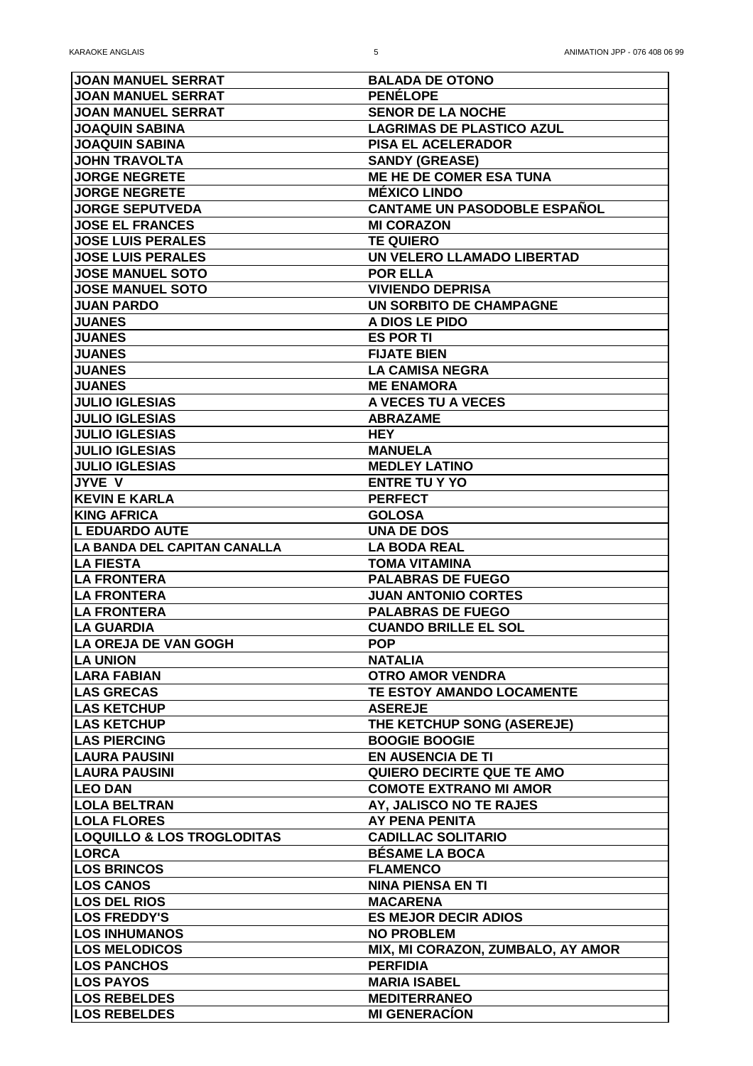| JOAN MANUEL SERRAT | BALADA DE OTONO |
|---|---|
| JOAN MANUEL SERRAT | PENÉLOPE |
| JOAN MANUEL SERRAT | SENOR DE LA NOCHE |
| JOAQUIN SABINA | LAGRIMAS DE PLASTICO AZUL |
| JOAQUIN SABINA | PISA EL ACELERADOR |
| JOHN TRAVOLTA | SANDY (GREASE) |
| JORGE NEGRETE | ME HE DE COMER ESA TUNA |
| JORGE NEGRETE | MÉXICO LINDO |
| JORGE SEPUTVEDA | CANTAME UN PASODOBLE ESPAÑOL |
| JOSE EL FRANCES | MI CORAZON |
| JOSE LUIS PERALES | TE QUIERO |
| JOSE LUIS PERALES | UN VELERO LLAMADO LIBERTAD |
| JOSE MANUEL SOTO | POR ELLA |
| JOSE MANUEL SOTO | VIVIENDO DEPRISA |
| JUAN PARDO | UN SORBITO DE CHAMPAGNE |
| JUANES | A DIOS LE PIDO |
| JUANES | ES POR TI |
| JUANES | FIJATE BIEN |
| JUANES | LA CAMISA NEGRA |
| JUANES | ME ENAMORA |
| JULIO IGLESIAS | A VECES TU A VECES |
| JULIO IGLESIAS | ABRAZAME |
| JULIO IGLESIAS | HEY |
| JULIO IGLESIAS | MANUELA |
| JULIO IGLESIAS | MEDLEY LATINO |
| JYVE V | ENTRE TU Y YO |
| KEVIN E KARLA | PERFECT |
| KING AFRICA | GOLOSA |
| L EDUARDO AUTE | UNA DE DOS |
| LA BANDA DEL CAPITAN CANALLA | LA BODA REAL |
| LA FIESTA | TOMA VITAMINA |
| LA FRONTERA | PALABRAS DE FUEGO |
| LA FRONTERA | JUAN ANTONIO CORTES |
| LA FRONTERA | PALABRAS DE FUEGO |
| LA GUARDIA | CUANDO BRILLE EL SOL |
| LA OREJA DE VAN GOGH | POP |
| LA UNION | NATALIA |
| LARA FABIAN | OTRO AMOR VENDRA |
| LAS GRECAS | TE ESTOY AMANDO LOCAMENTE |
| LAS KETCHUP | ASEREJE |
| LAS KETCHUP | THE KETCHUP SONG (ASEREJE) |
| LAS PIERCING | BOOGIE BOOGIE |
| LAURA PAUSINI | EN AUSENCIA DE TI |
| LAURA PAUSINI | QUIERO DECIRTE QUE TE AMO |
| LEO DAN | COMOTE EXTRANO MI AMOR |
| LOLA BELTRAN | AY, JALISCO NO TE RAJES |
| LOLA FLORES | AY PENA PENITA |
| LOQUILLO & LOS TROGLODITAS | CADILLAC SOLITARIO |
| LORCA | BÉSAME LA BOCA |
| LOS BRINCOS | FLAMENCO |
| LOS CANOS | NINA PIENSA EN TI |
| LOS DEL RIOS | MACARENA |
| LOS FREDDY'S | ES MEJOR DECIR ADIOS |
| LOS INHUMANOS | NO PROBLEM |
| LOS MELODICOS | MIX, MI CORAZON, ZUMBALO, AY AMOR |
| LOS PANCHOS | PERFIDIA |
| LOS PAYOS | MARIA ISABEL |
| LOS REBELDES | MEDITERRANEO |
| LOS REBELDES | MI GENERACÍON |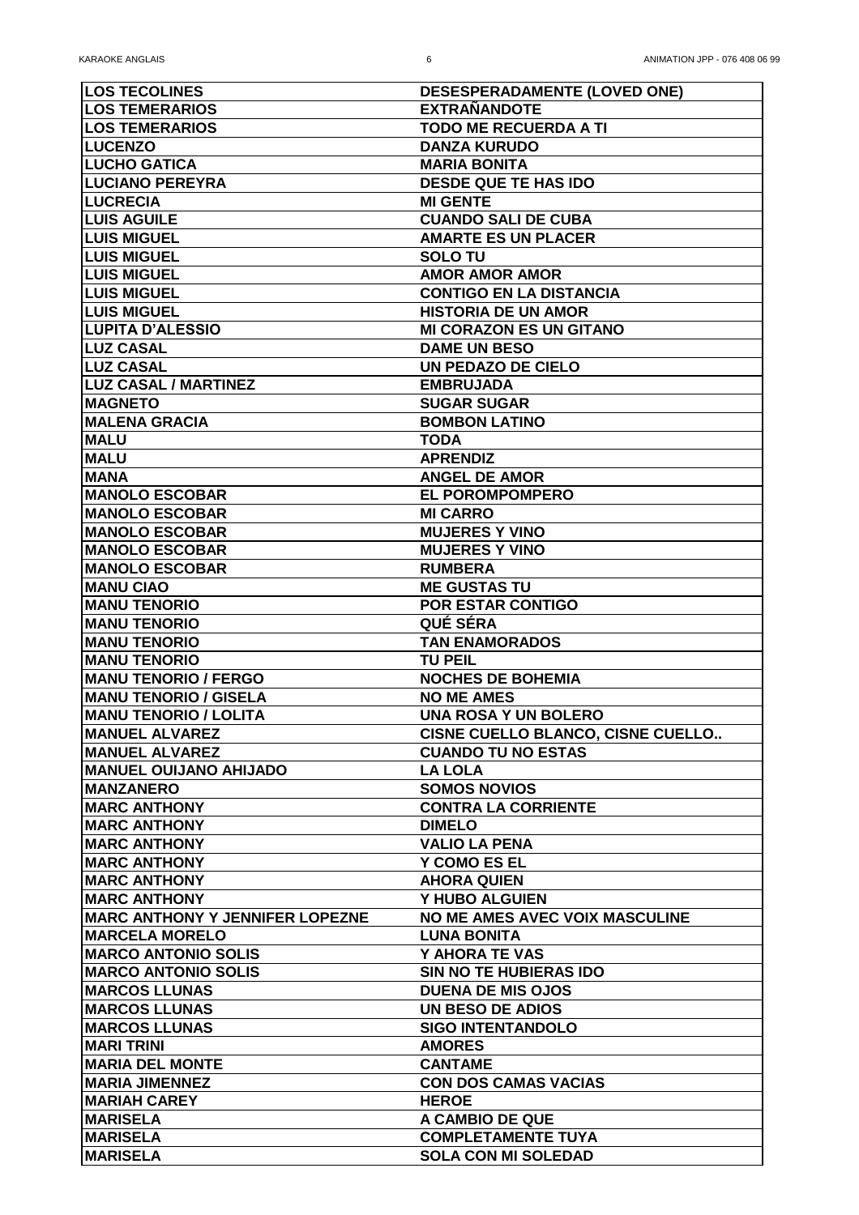| | |
|---|---|
| **LOS TECOLINES** | **DESESPERADAMENTE (LOVED ONE)** |
| **LOS TEMERARIOS** | **EXTRAÑANDOTE** |
| **LOS TEMERARIOS** | **TODO ME RECUERDA A TI** |
| **LUCENZO** | **DANZA KURUDO** |
| **LUCHO GATICA** | **MARIA BONITA** |
| **LUCIANO PEREYRA** | **DESDE QUE TE HAS IDO** |
| **LUCRECIA** | **MI GENTE** |
| **LUIS AGUILE** | **CUANDO SALI DE CUBA** |
| **LUIS MIGUEL** | **AMARTE ES UN PLACER** |
| **LUIS MIGUEL** | **SOLO TU** |
| **LUIS MIGUEL** | **AMOR AMOR AMOR** |
| **LUIS MIGUEL** | **CONTIGO EN LA DISTANCIA** |
| **LUIS MIGUEL** | **HISTORIA DE UN AMOR** |
| **LUPITA D'ALESSIO** | **MI CORAZON ES UN GITANO** |
| **LUZ CASAL** | **DAME UN BESO** |
| **LUZ CASAL** | **UN PEDAZO DE CIELO** |
| **LUZ CASAL / MARTINEZ** | **EMBRUJADA** |
| **MAGNETO** | **SUGAR SUGAR** |
| **MALENA GRACIA** | **BOMBON LATINO** |
| **MALU** | **TODA** |
| **MALU** | **APRENDIZ** |
| **MANA** | **ANGEL DE AMOR** |
| **MANOLO ESCOBAR** | **EL POROMPOMPERO** |
| **MANOLO ESCOBAR** | **MI CARRO** |
| **MANOLO ESCOBAR** | **MUJERES Y VINO** |
| **MANOLO ESCOBAR** | **MUJERES Y VINO** |
| **MANOLO ESCOBAR** | **RUMBERA** |
| **MANU CIAO** | **ME GUSTAS TU** |
| **MANU TENORIO** | **POR ESTAR CONTIGO** |
| **MANU TENORIO** | **QUÉ SÉRA** |
| **MANU TENORIO** | **TAN ENAMORADOS** |
| **MANU TENORIO** | **TU PEIL** |
| **MANU TENORIO / FERGO** | **NOCHES DE BOHEMIA** |
| **MANU TENORIO / GISELA** | **NO ME AMES** |
| **MANU TENORIO / LOLITA** | **UNA ROSA Y UN BOLERO** |
| **MANUEL ALVAREZ** | **CISNE CUELLO BLANCO, CISNE CUELLO..** |
| **MANUEL ALVAREZ** | **CUANDO TU NO ESTAS** |
| **MANUEL OUIJANO AHIJADO** | **LA LOLA** |
| **MANZANERO** | **SOMOS NOVIOS** |
| **MARC ANTHONY** | **CONTRA LA CORRIENTE** |
| **MARC ANTHONY** | **DIMELO** |
| **MARC ANTHONY** | **VALIO LA PENA** |
| **MARC ANTHONY** | **Y COMO ES EL** |
| **MARC ANTHONY** | **AHORA QUIEN** |
| **MARC ANTHONY** | **Y HUBO ALGUIEN** |
| **MARC ANTHONY Y JENNIFER LOPEZNE** | **NO ME AMES AVEC VOIX MASCULINE** |
| **MARCELA MORELO** | **LUNA BONITA** |
| **MARCO ANTONIO SOLIS** | **Y AHORA TE VAS** |
| **MARCO ANTONIO SOLIS** | **SIN NO TE HUBIERAS IDO** |
| **MARCOS LLUNAS** | **DUENA DE MIS OJOS** |
| **MARCOS LLUNAS** | **UN BESO DE ADIOS** |
| **MARCOS LLUNAS** | **SIGO INTENTANDOLO** |
| **MARI TRINI** | **AMORES** |
| **MARIA DEL MONTE** | **CANTAME** |
| **MARIA JIMENNEZ** | **CON DOS CAMAS VACIAS** |
| **MARIAH CAREY** | **HEROE** |
| **MARISELA** | **A CAMBIO DE QUE** |
| **MARISELA** | **COMPLETAMENTE TUYA** |
| **MARISELA** | **SOLA CON MI SOLEDAD** |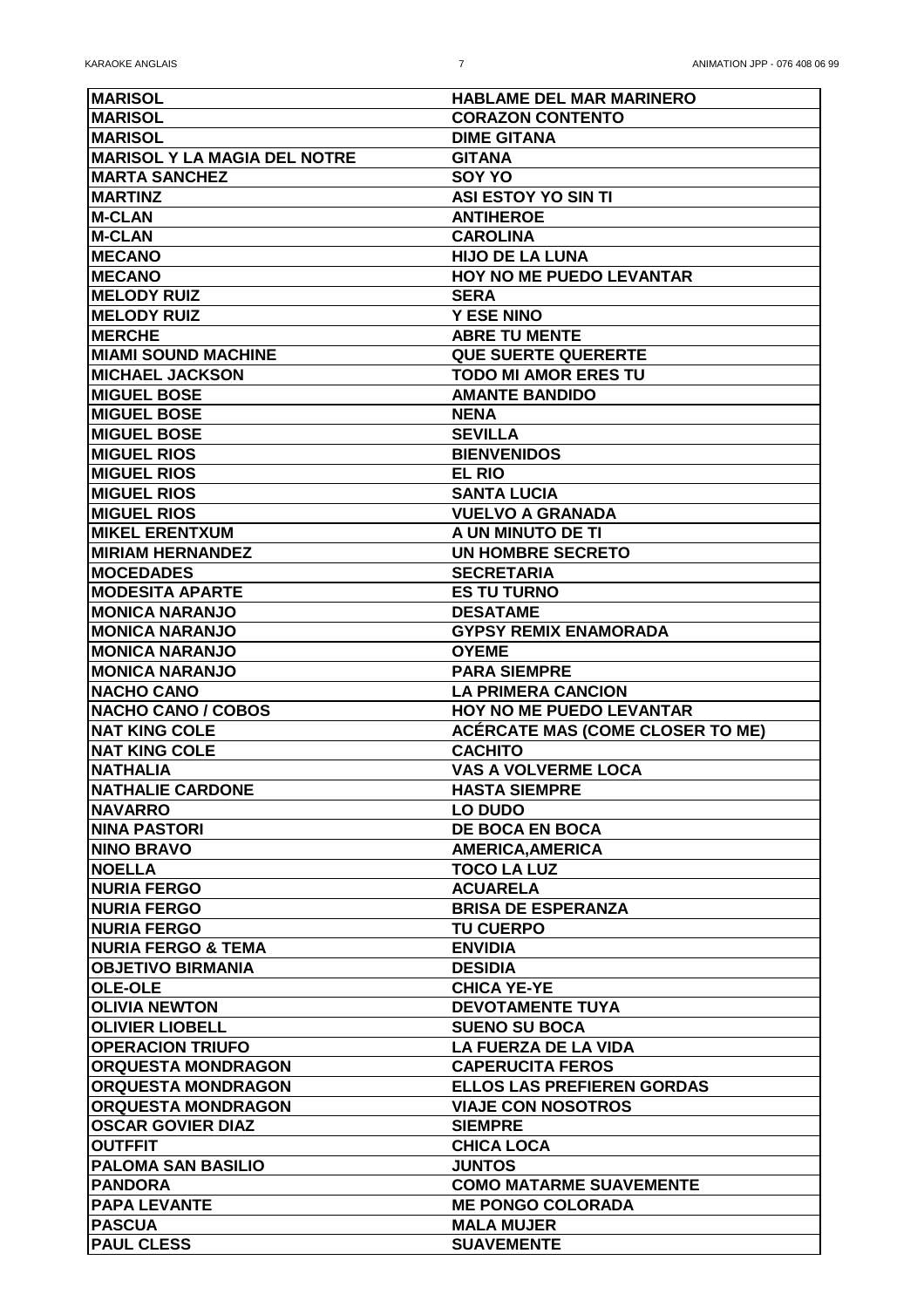| MARISOL | HABLAME DEL MAR MARINERO |
|---|---|
| MARISOL | CORAZON CONTENTO |
| MARISOL | DIME GITANA |
| MARISOL Y LA MAGIA DEL NOTRE | GITANA |
| MARTA SANCHEZ | SOY YO |
| MARTINZ | ASI ESTOY YO SIN TI |
| M-CLAN | ANTIHEROE |
| M-CLAN | CAROLINA |
| MECANO | HIJO DE LA LUNA |
| MECANO | HOY NO ME PUEDO LEVANTAR |
| MELODY RUIZ | SERA |
| MELODY RUIZ | Y ESE NINO |
| MERCHE | ABRE TU MENTE |
| MIAMI SOUND MACHINE | QUE SUERTE QUERERTE |
| MICHAEL JACKSON | TODO MI AMOR ERES TU |
| MIGUEL BOSE | AMANTE BANDIDO |
| MIGUEL BOSE | NENA |
| MIGUEL BOSE | SEVILLA |
| MIGUEL RIOS | BIENVENIDOS |
| MIGUEL RIOS | EL RIO |
| MIGUEL RIOS | SANTA LUCIA |
| MIGUEL RIOS | VUELVO A GRANADA |
| MIKEL ERENTXUM | A UN MINUTO DE TI |
| MIRIAM HERNANDEZ | UN HOMBRE SECRETO |
| MOCEDADES | SECRETARIA |
| MODESITA APARTE | ES TU TURNO |
| MONICA NARANJO | DESATAME |
| MONICA NARANJO | GYPSY REMIX ENAMORADA |
| MONICA NARANJO | OYEME |
| MONICA NARANJO | PARA SIEMPRE |
| NACHO CANO | LA PRIMERA CANCION |
| NACHO CANO / COBOS | HOY NO ME PUEDO LEVANTAR |
| NAT KING COLE | ACÉRCATE MAS (COME CLOSER TO ME) |
| NAT KING COLE | CACHITO |
| NATHALIA | VAS A VOLVERME LOCA |
| NATHALIE CARDONE | HASTA SIEMPRE |
| NAVARRO | LO DUDO |
| NINA PASTORI | DE BOCA EN BOCA |
| NINO BRAVO | AMERICA,AMERICA |
| NOELLA | TOCO LA LUZ |
| NURIA FERGO | ACUARELA |
| NURIA FERGO | BRISA DE ESPERANZA |
| NURIA FERGO | TU CUERPO |
| NURIA FERGO & TEMA | ENVIDIA |
| OBJETIVO BIRMANIA | DESIDIA |
| OLE-OLE | CHICA YE-YE |
| OLIVIA NEWTON | DEVOTAMENTE TUYA |
| OLIVIER LIOBELL | SUENO SU BOCA |
| OPERACION TRIUFO | LA FUERZA DE LA VIDA |
| ORQUESTA MONDRAGON | CAPERUCITA FEROS |
| ORQUESTA MONDRAGON | ELLOS LAS PREFIEREN GORDAS |
| ORQUESTA MONDRAGON | VIAJE CON NOSOTROS |
| OSCAR GOVIER DIAZ | SIEMPRE |
| OUTFFIT | CHICA LOCA |
| PALOMA SAN BASILIO | JUNTOS |
| PANDORA | COMO MATARME SUAVEMENTE |
| PAPA LEVANTE | ME PONGO COLORADA |
| PASCUA | MALA MUJER |
| PAUL CLESS | SUAVEMENTE |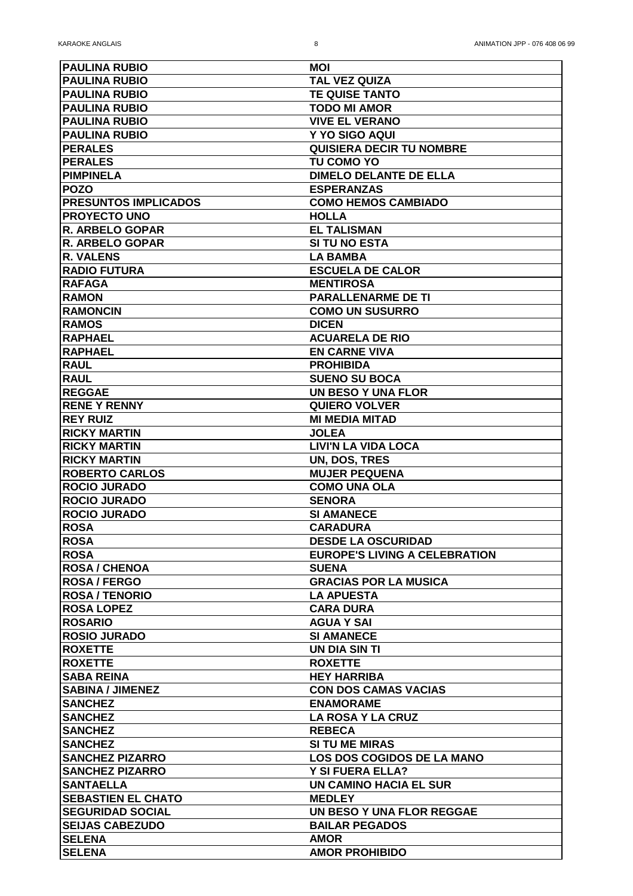| | |
|---|---|
| PAULINA RUBIO | MOI |
| PAULINA RUBIO | TAL VEZ QUIZA |
| PAULINA RUBIO | TE QUISE TANTO |
| PAULINA RUBIO | TODO MI AMOR |
| PAULINA RUBIO | VIVE EL VERANO |
| PAULINA RUBIO | Y YO SIGO AQUI |
| PERALES | QUISIERA DECIR TU NOMBRE |
| PERALES | TU COMO YO |
| PIMPINELA | DIMELO DELANTE DE ELLA |
| POZO | ESPERANZAS |
| PRESUNTOS IMPLICADOS | COMO HEMOS CAMBIADO |
| PROYECTO UNO | HOLLA |
| R. ARBELO GOPAR | EL TALISMAN |
| R. ARBELO GOPAR | SI TU NO ESTA |
| R. VALENS | LA BAMBA |
| RADIO FUTURA | ESCUELA DE CALOR |
| RAFAGA | MENTIROSA |
| RAMON | PARALLENARME DE TI |
| RAMONCIN | COMO UN SUSURRO |
| RAMOS | DICEN |
| RAPHAEL | ACUARELA DE RIO |
| RAPHAEL | EN CARNE VIVA |
| RAUL | PROHIBIDA |
| RAUL | SUENO SU BOCA |
| REGGAE | UN BESO Y UNA FLOR |
| RENE Y RENNY | QUIERO VOLVER |
| REY RUIZ | MI MEDIA MITAD |
| RICKY MARTIN | JOLEA |
| RICKY MARTIN | LIVI'N LA VIDA LOCA |
| RICKY MARTIN | UN, DOS, TRES |
| ROBERTO CARLOS | MUJER PEQUENA |
| ROCIO JURADO | COMO UNA OLA |
| ROCIO JURADO | SENORA |
| ROCIO JURADO | SI AMANECE |
| ROSA | CARADURA |
| ROSA | DESDE LA OSCURIDAD |
| ROSA | EUROPE'S LIVING A CELEBRATION |
| ROSA / CHENOA | SUENA |
| ROSA / FERGO | GRACIAS POR LA MUSICA |
| ROSA / TENORIO | LA APUESTA |
| ROSA LOPEZ | CARA DURA |
| ROSARIO | AGUA Y SAI |
| ROSIO JURADO | SI AMANECE |
| ROXETTE | UN DIA SIN TI |
| ROXETTE | ROXETTE |
| SABA REINA | HEY HARRIBA |
| SABINA / JIMENEZ | CON DOS CAMAS VACIAS |
| SANCHEZ | ENAMORAME |
| SANCHEZ | LA ROSA Y LA CRUZ |
| SANCHEZ | REBECA |
| SANCHEZ | SI TU ME MIRAS |
| SANCHEZ PIZARRO | LOS DOS COGIDOS DE LA MANO |
| SANCHEZ PIZARRO | Y SI FUERA ELLA? |
| SANTAELLA | UN CAMINO HACIA EL SUR |
| SEBASTIEN EL CHATO | MEDLEY |
| SEGURIDAD SOCIAL | UN BESO Y UNA FLOR REGGAE |
| SEIJAS CABEZUDO | BAILAR PEGADOS |
| SELENA | AMOR |
| SELENA | AMOR PROHIBIDO |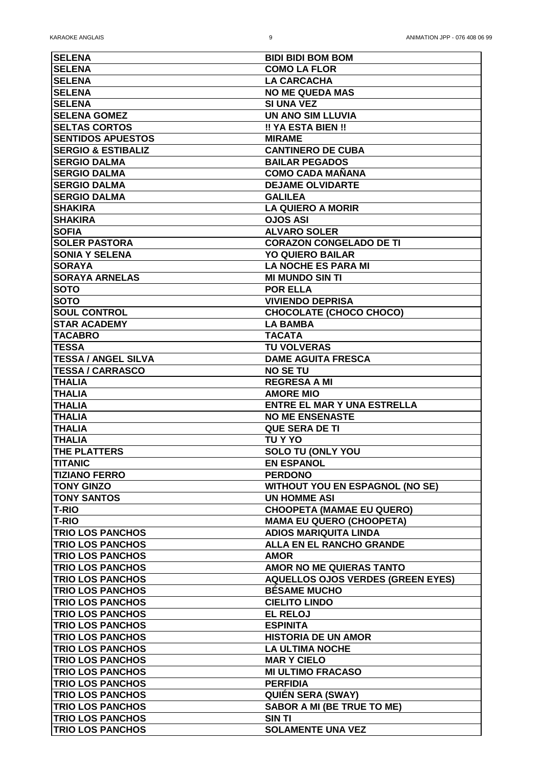| | |
|---|---|
| **SELENA** | **BIDI BIDI BOM BOM** |
| **SELENA** | **COMO LA FLOR** |
| **SELENA** | **LA CARCACHA** |
| **SELENA** | **NO ME QUEDA MAS** |
| **SELENA** | **SI UNA VEZ** |
| **SELENA GOMEZ** | **UN ANO SIM LLUVIA** |
| **SELTAS CORTOS** | **!! YA ESTA BIEN !!** |
| **SENTIDOS APUESTOS** | **MIRAME** |
| **SERGIO & ESTIBALIZ** | **CANTINERO DE CUBA** |
| **SERGIO DALMA** | **BAILAR PEGADOS** |
| **SERGIO DALMA** | **COMO CADA MAÑANA** |
| **SERGIO DALMA** | **DEJAME OLVIDARTE** |
| **SERGIO DALMA** | **GALILEA** |
| **SHAKIRA** | **LA QUIERO A MORIR** |
| **SHAKIRA** | **OJOS ASI** |
| **SOFIA** | **ALVARO SOLER** |
| **SOLER PASTORA** | **CORAZON CONGELADO DE TI** |
| **SONIA Y SELENA** | **YO QUIERO BAILAR** |
| **SORAYA** | **LA NOCHE ES PARA MI** |
| **SORAYA ARNELAS** | **MI MUNDO SIN TI** |
| **SOTO** | **POR ELLA** |
| **SOTO** | **VIVIENDO DEPRISA** |
| **SOUL CONTROL** | **CHOCOLATE (CHOCO CHOCO)** |
| **STAR ACADEMY** | **LA BAMBA** |
| **TACABRO** | **TACATA** |
| **TESSA** | **TU VOLVERAS** |
| **TESSA / ANGEL SILVA** | **DAME AGUITA FRESCA** |
| **TESSA / CARRASCO** | **NO SE TU** |
| **THALIA** | **REGRESA A MI** |
| **THALIA** | **AMORE MIO** |
| **THALIA** | **ENTRE EL MAR Y UNA ESTRELLA** |
| **THALIA** | **NO ME ENSENASTE** |
| **THALIA** | **QUE SERA DE TI** |
| **THALIA** | **TU Y YO** |
| **THE PLATTERS** | **SOLO TU (ONLY YOU** |
| **TITANIC** | **EN ESPANOL** |
| **TIZIANO FERRO** | **PERDONO** |
| **TONY GINZO** | **WITHOUT YOU EN ESPAGNOL (NO SE)** |
| **TONY SANTOS** | **UN HOMME ASI** |
| **T-RIO** | **CHOOPETA (MAMAE EU QUERO)** |
| **T-RIO** | **MAMA EU QUERO (CHOOPETA)** |
| **TRIO LOS PANCHOS** | **ADIOS MARIQUITA LINDA** |
| **TRIO LOS PANCHOS** | **ALLA EN EL RANCHO GRANDE** |
| **TRIO LOS PANCHOS** | **AMOR** |
| **TRIO LOS PANCHOS** | **AMOR NO ME QUIERAS TANTO** |
| **TRIO LOS PANCHOS** | **AQUELLOS OJOS VERDES (GREEN EYES)** |
| **TRIO LOS PANCHOS** | **BÉSAME MUCHO** |
| **TRIO LOS PANCHOS** | **CIELITO LINDO** |
| **TRIO LOS PANCHOS** | **EL RELOJ** |
| **TRIO LOS PANCHOS** | **ESPINITA** |
| **TRIO LOS PANCHOS** | **HISTORIA DE UN AMOR** |
| **TRIO LOS PANCHOS** | **LA ULTIMA NOCHE** |
| **TRIO LOS PANCHOS** | **MAR Y CIELO** |
| **TRIO LOS PANCHOS** | **MI ULTIMO FRACASO** |
| **TRIO LOS PANCHOS** | **PERFIDIA** |
| **TRIO LOS PANCHOS** | **QUIÉN SERA (SWAY)** |
| **TRIO LOS PANCHOS** | **SABOR A MI (BE TRUE TO ME)** |
| **TRIO LOS PANCHOS** | **SIN TI** |
| **TRIO LOS PANCHOS** | **SOLAMENTE UNA VEZ** |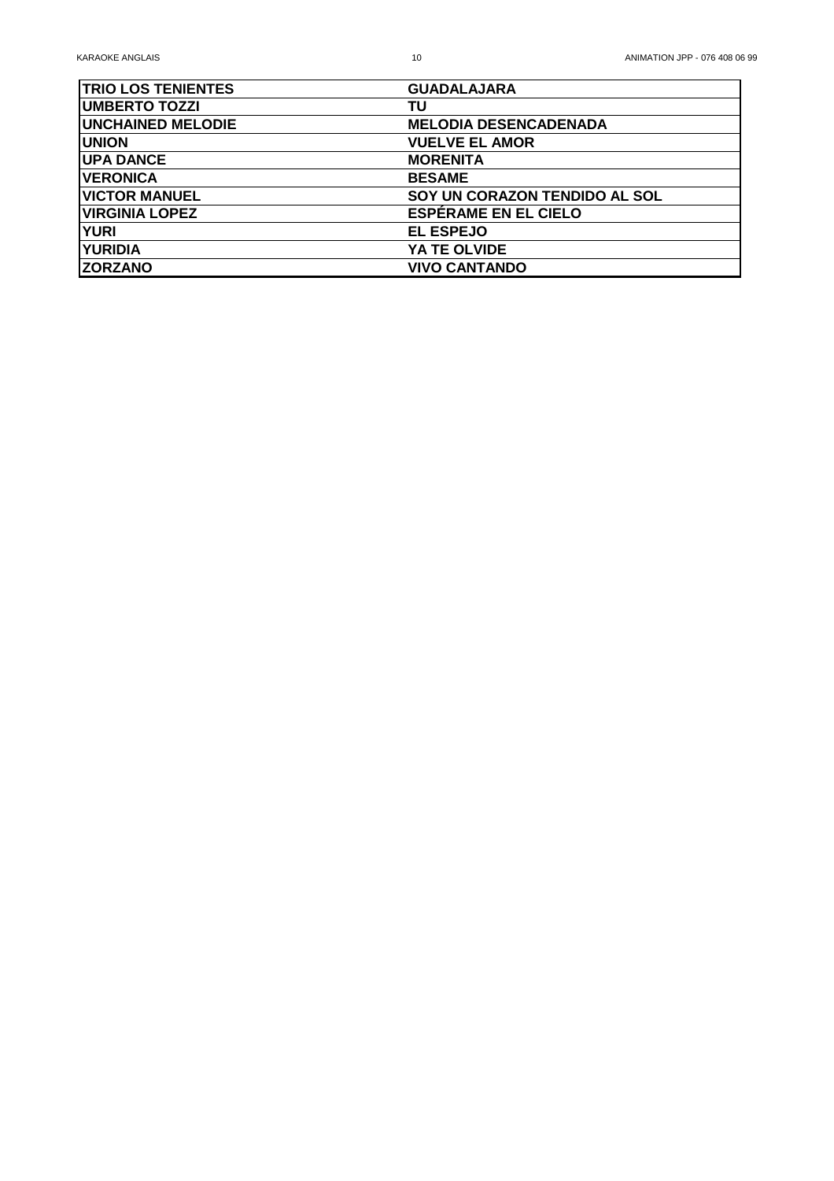| | |
|---|---|
| TRIO LOS TENIENTES | GUADALAJARA |
| UMBERTO TOZZI | TU |
| UNCHAINED MELODIE | MELODIA DESENCADENADA |
| UNION | VUELVE EL AMOR |
| UPA DANCE | MORENITA |
| VERONICA | BESAME |
| VICTOR MANUEL | SOY UN CORAZON TENDIDO AL SOL |
| VIRGINIA LOPEZ | ESPÉRAME EN EL CIELO |
| YURI | EL ESPEJO |
| YURIDIA | YA TE OLVIDE |
| ZORZANO | VIVO CANTANDO |